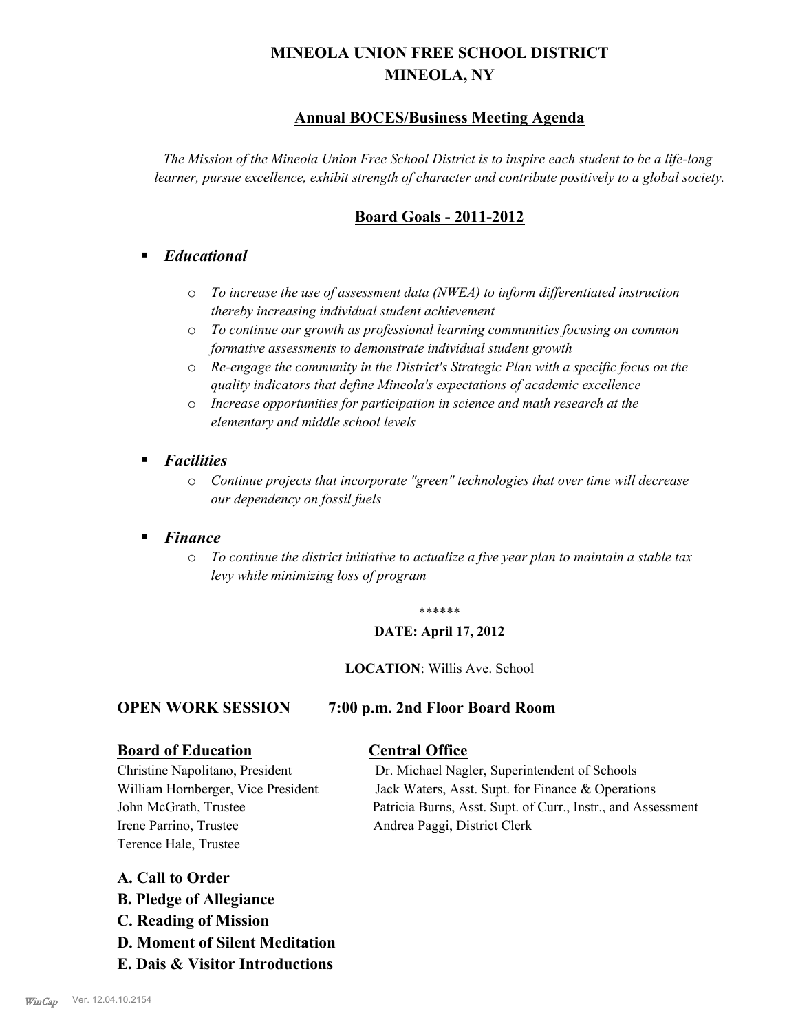# MINEOLA UNION FREE SCHOOL DISTRICT
# MINEOLA, NY

## Annual BOCES/Business Meeting Agenda

*The Mission of the Mineola Union Free School District is to inspire each student to be a life-long learner, pursue excellence, exhibit strength of character and contribute positively to a global society.*

## Board Goals - 2011-2012

- ***Educational***
  - *To increase the use of assessment data (NWEA) to inform differentiated instruction thereby increasing individual student achievement*
  - *To continue our growth as professional learning communities focusing on common formative assessments to demonstrate individual student growth*
  - *Re-engage the community in the District's Strategic Plan with a specific focus on the quality indicators that define Mineola's expectations of academic excellence*
  - *Increase opportunities for participation in science and math research at the elementary and middle school levels*
- ***Facilities***
  - *Continue projects that incorporate "green" technologies that over time will decrease our dependency on fossil fuels*
- ***Finance***
  - *To continue the district initiative to actualize a five year plan to maintain a stable tax levy while minimizing loss of program*

******

**DATE: April 17, 2012**

**LOCATION**: Willis Ave. School

**OPEN WORK SESSION 7:00 p.m. 2nd Floor Board Room**

**Board of Education**

Christine Napolitano, President
William Hornberger, Vice President
John McGrath, Trustee
Irene Parrino, Trustee
Terence Hale, Trustee

**Central Office**

Dr. Michael Nagler, Superintendent of Schools
Jack Waters, Asst. Supt. for Finance & Operations
Patricia Burns, Asst. Supt. of Curr., Instr., and Assessment
Andrea Paggi, District Clerk

**A. Call to Order**
**B. Pledge of Allegiance**
**C. Reading of Mission**
**D. Moment of Silent Meditation**
**E. Dais & Visitor Introductions**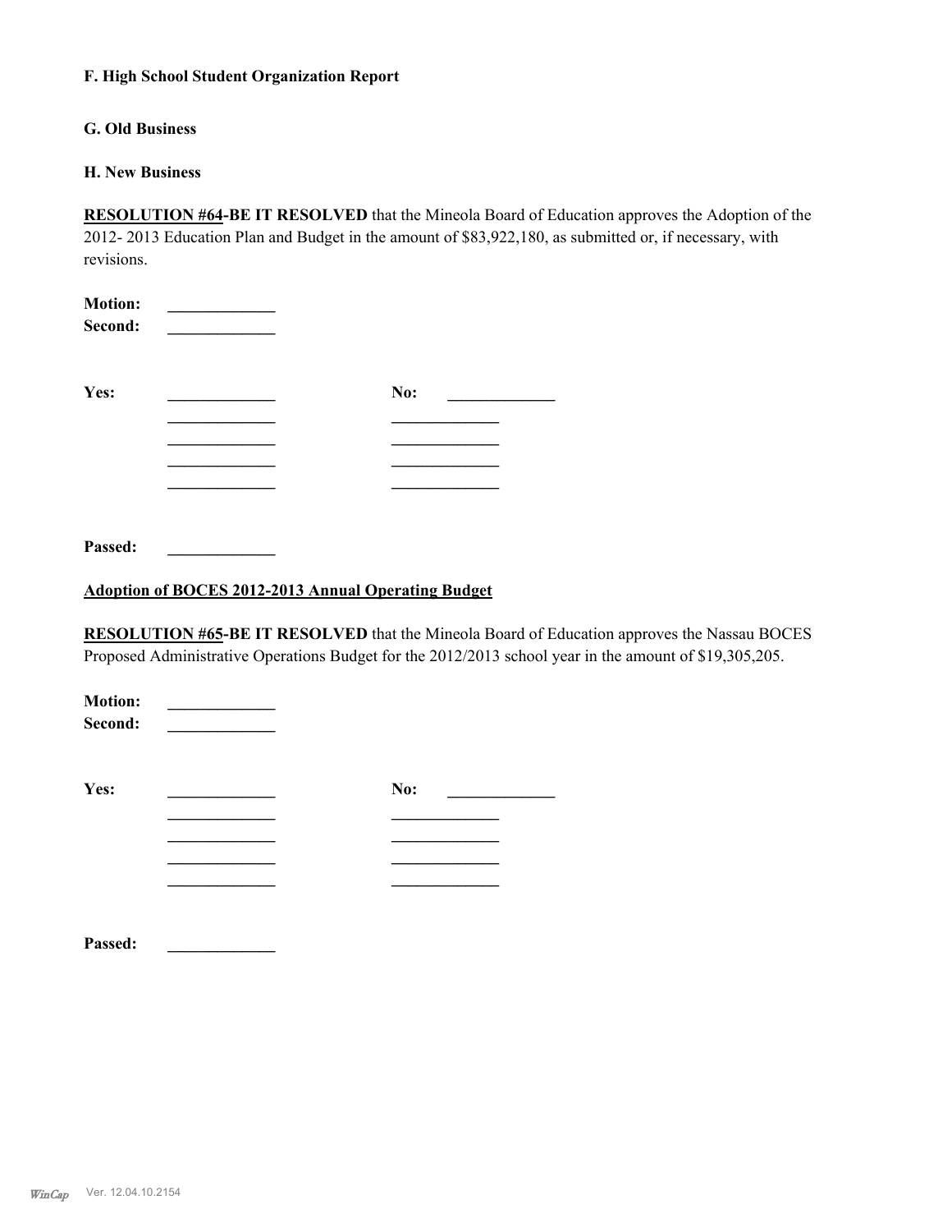**F. High School Student Organization Report**

**G. Old Business**

**H. New Business**

**RESOLUTION #64-BE IT RESOLVED** that the Mineola Board of Education approves the Adoption of the 2012- 2013 Education Plan and Budget in the amount of $83,922,180, as submitted or, if necessary, with revisions.

**Motion:** _____________
**Second:** _____________

**Yes:** _____________ **No:** _____________
_____________ _____________
_____________ _____________
_____________ _____________
_____________ _____________

**Passed:** _____________

**Adoption of BOCES 2012-2013 Annual Operating Budget**

**RESOLUTION #65-BE IT RESOLVED** that the Mineola Board of Education approves the Nassau BOCES Proposed Administrative Operations Budget for the 2012/2013 school year in the amount of $19,305,205.

**Motion:** _____________
**Second:** _____________

**Yes:** _____________ **No:** _____________
_____________ _____________
_____________ _____________
_____________ _____________
_____________ _____________

**Passed:** _____________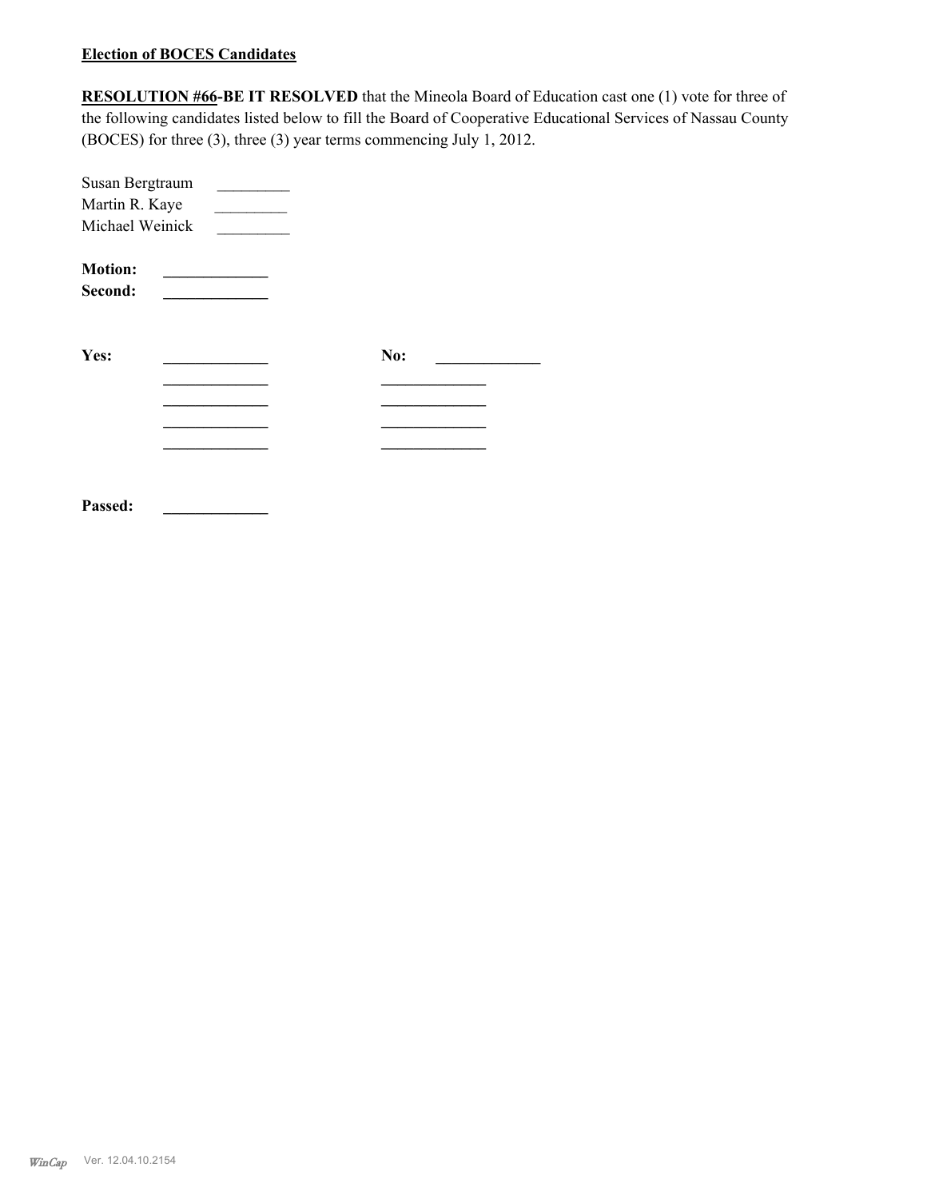**Election of BOCES Candidates**

**RESOLUTION #66-BE IT RESOLVED** that the Mineola Board of Education cast one (1) vote for three of the following candidates listed below to fill the Board of Cooperative Educational Services of Nassau County (BOCES) for three (3), three (3) year terms commencing July 1, 2012.

Susan Bergtraum \_\_\_\_\_\_\_\_\_
Martin R. Kaye \_\_\_\_\_\_\_\_\_
Michael Weinick \_\_\_\_\_\_\_\_\_

**Motion:** \_\_\_\_\_\_\_\_\_\_\_\_\_
**Second:** \_\_\_\_\_\_\_\_\_\_\_\_\_

| **Yes:** | \_\_\_\_\_\_\_\_\_\_\_\_\_ | **No:** | \_\_\_\_\_\_\_\_\_\_\_\_\_ |
|---|---|---|---|
| | \_\_\_\_\_\_\_\_\_\_\_\_\_ | | \_\_\_\_\_\_\_\_\_\_\_\_\_ |
| | \_\_\_\_\_\_\_\_\_\_\_\_\_ | | \_\_\_\_\_\_\_\_\_\_\_\_\_ |
| | \_\_\_\_\_\_\_\_\_\_\_\_\_ | | \_\_\_\_\_\_\_\_\_\_\_\_\_ |
| | \_\_\_\_\_\_\_\_\_\_\_\_\_ | | \_\_\_\_\_\_\_\_\_\_\_\_\_ |

**Passed:** \_\_\_\_\_\_\_\_\_\_\_\_\_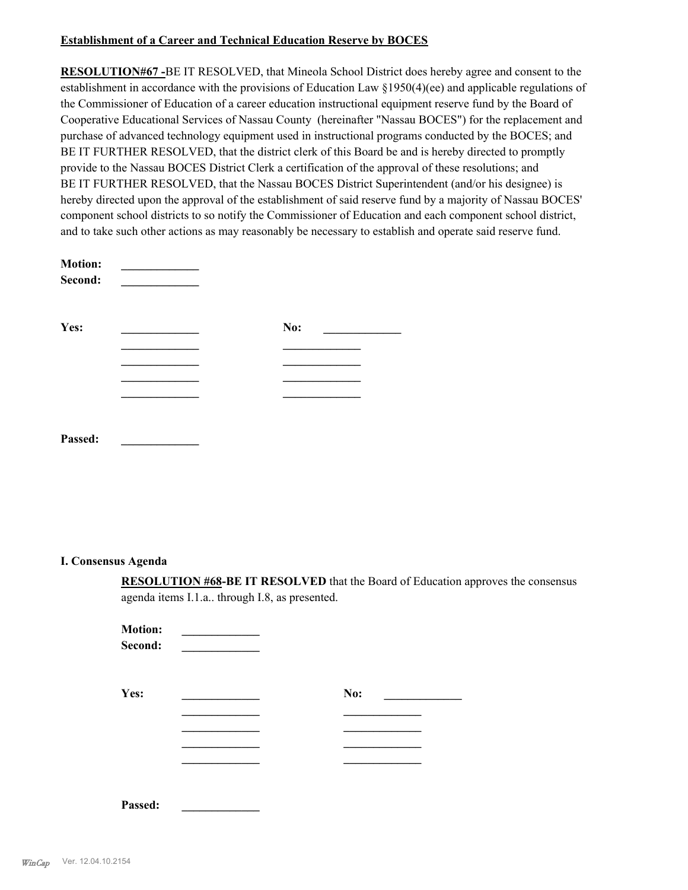**Establishment of a Career and Technical Education Reserve by BOCES**

**RESOLUTION#67 -**BE IT RESOLVED, that Mineola School District does hereby agree and consent to the establishment in accordance with the provisions of Education Law §1950(4)(ee) and applicable regulations of the Commissioner of Education of a career education instructional equipment reserve fund by the Board of Cooperative Educational Services of Nassau County (hereinafter "Nassau BOCES") for the replacement and purchase of advanced technology equipment used in instructional programs conducted by the BOCES; and BE IT FURTHER RESOLVED, that the district clerk of this Board be and is hereby directed to promptly provide to the Nassau BOCES District Clerk a certification of the approval of these resolutions; and BE IT FURTHER RESOLVED, that the Nassau BOCES District Superintendent (and/or his designee) is hereby directed upon the approval of the establishment of said reserve fund by a majority of Nassau BOCES' component school districts to so notify the Commissioner of Education and each component school district, and to take such other actions as may reasonably be necessary to establish and operate said reserve fund.

**Motion:** _____________
**Second:** _____________

**Yes:** _____________ **No:** _____________
_____________ _____________
_____________ _____________
_____________ _____________
_____________ _____________

**Passed:** _____________

**I. Consensus Agenda**

**RESOLUTION #68-BE IT RESOLVED** that the Board of Education approves the consensus agenda items I.1.a.. through I.8, as presented.

**Motion:** _____________
**Second:** _____________

**Yes:** _____________ **No:** _____________
_____________ _____________
_____________ _____________
_____________ _____________
_____________ _____________

**Passed:** _____________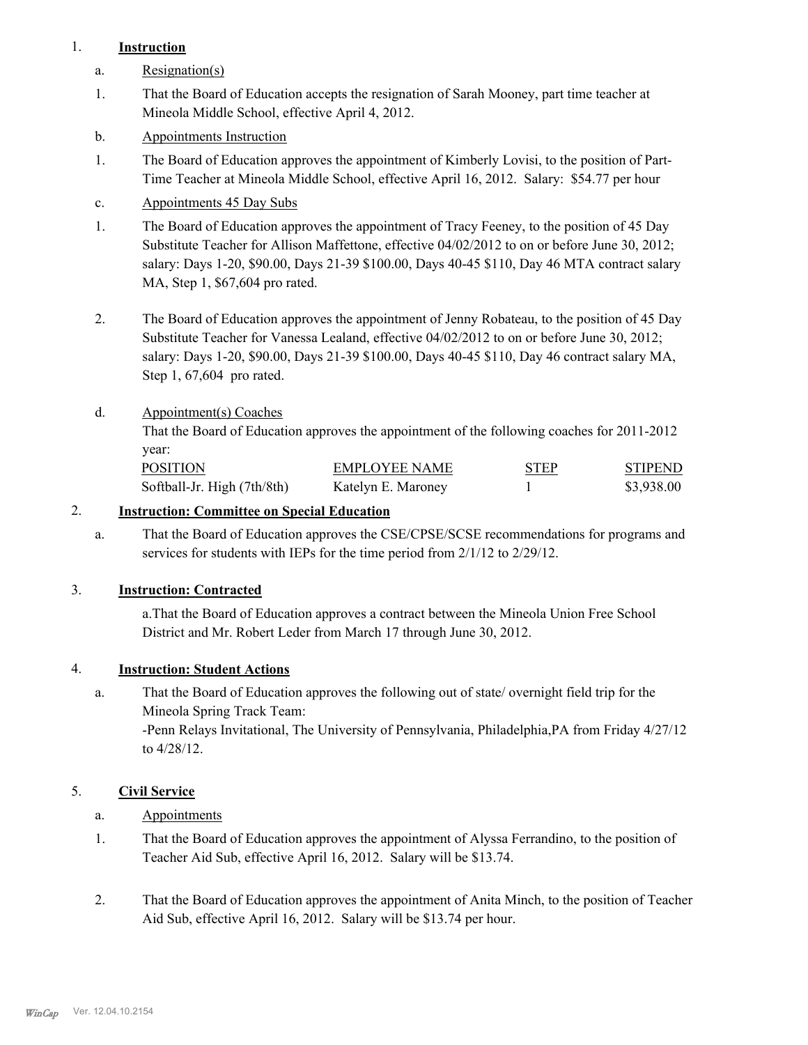1. **Instruction**

   a. Resignation(s)

   1. That the Board of Education accepts the resignation of Sarah Mooney, part time teacher at Mineola Middle School, effective April 4, 2012.

   b. Appointments Instruction

   1. The Board of Education approves the appointment of Kimberly Lovisi, to the position of Part-Time Teacher at Mineola Middle School, effective April 16, 2012. Salary: $54.77 per hour

   c. Appointments 45 Day Subs

   1. The Board of Education approves the appointment of Tracy Feeney, to the position of 45 Day Substitute Teacher for Allison Maffettone, effective 04/02/2012 to on or before June 30, 2012; salary: Days 1-20, $90.00, Days 21-39 $100.00, Days 40-45 $110, Day 46 MTA contract salary MA, Step 1, $67,604 pro rated.

   2. The Board of Education approves the appointment of Jenny Robateau, to the position of 45 Day Substitute Teacher for Vanessa Lealand, effective 04/02/2012 to on or before June 30, 2012; salary: Days 1-20, $90.00, Days 21-39 $100.00, Days 40-45 $110, Day 46 contract salary MA, Step 1, 67,604 pro rated.

   d. Appointment(s) Coaches

   That the Board of Education approves the appointment of the following coaches for 2011-2012 year:

| POSITION | EMPLOYEE NAME | STEP | STIPEND |
|---|---|---|---|
| Softball-Jr. High (7th/8th) | Katelyn E. Maroney | 1 | $3,938.00 |

2. **Instruction: Committee on Special Education**

   a. That the Board of Education approves the CSE/CPSE/SCSE recommendations for programs and services for students with IEPs for the time period from 2/1/12 to 2/29/12.

3. **Instruction: Contracted**

   a. That the Board of Education approves a contract between the Mineola Union Free School District and Mr. Robert Leder from March 17 through June 30, 2012.

4. **Instruction: Student Actions**

   a. That the Board of Education approves the following out of state/ overnight field trip for the Mineola Spring Track Team:
   -Penn Relays Invitational, The University of Pennsylvania, Philadelphia,PA from Friday 4/27/12 to 4/28/12.

5. **Civil Service**

   a. Appointments

   1. That the Board of Education approves the appointment of Alyssa Ferrandino, to the position of Teacher Aid Sub, effective April 16, 2012. Salary will be $13.74.

   2. That the Board of Education approves the appointment of Anita Minch, to the position of Teacher Aid Sub, effective April 16, 2012. Salary will be $13.74 per hour.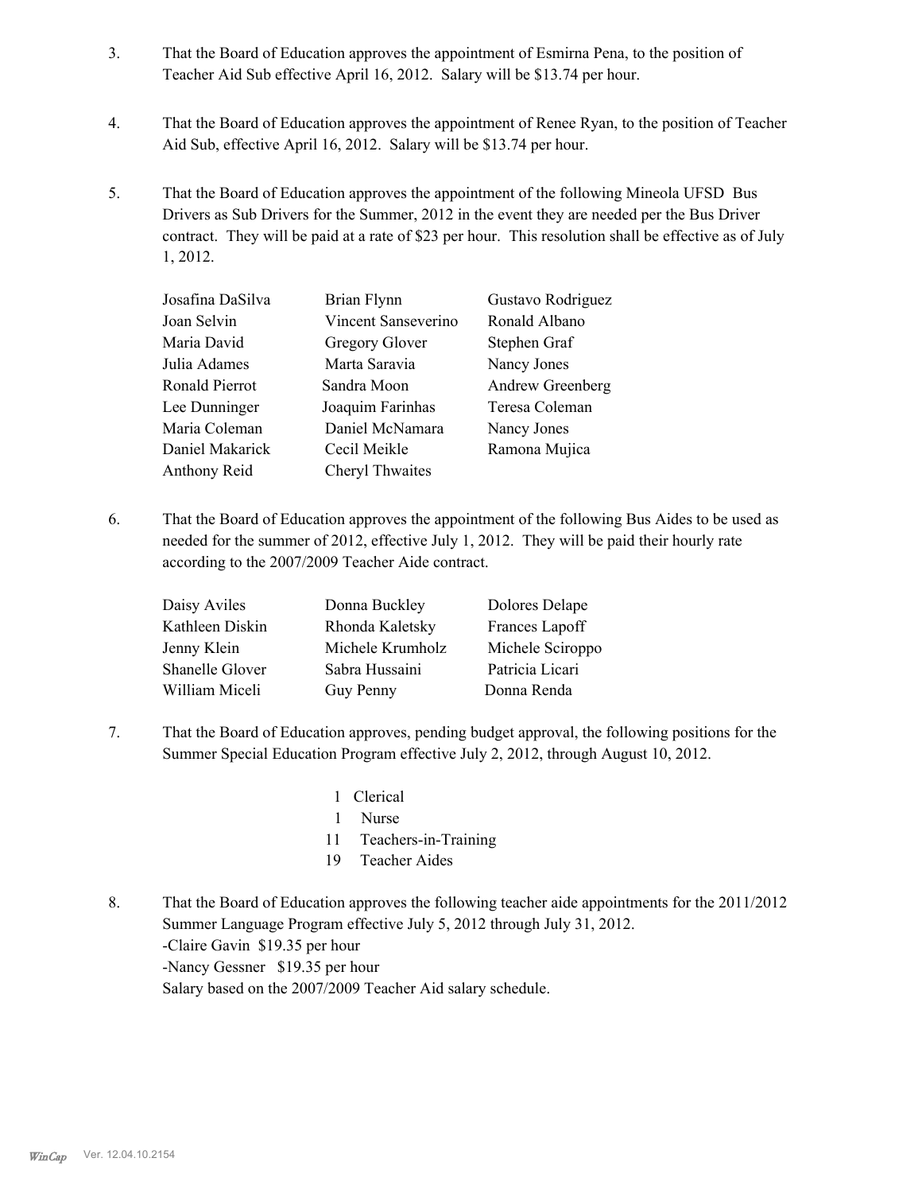3. That the Board of Education approves the appointment of Esmirna Pena, to the position of Teacher Aid Sub effective April 16, 2012. Salary will be $13.74 per hour.

4. That the Board of Education approves the appointment of Renee Ryan, to the position of Teacher Aid Sub, effective April 16, 2012. Salary will be $13.74 per hour.

5. That the Board of Education approves the appointment of the following Mineola UFSD Bus Drivers as Sub Drivers for the Summer, 2012 in the event they are needed per the Bus Driver contract. They will be paid at a rate of $23 per hour. This resolution shall be effective as of July 1, 2012.

| | | |
|---|---|---|
| Josafina DaSilva | Brian Flynn | Gustavo Rodriguez |
| Joan Selvin | Vincent Sanseverino | Ronald Albano |
| Maria David | Gregory Glover | Stephen Graf |
| Julia Adames | Marta Saravia | Nancy Jones |
| Ronald Pierrot | Sandra Moon | Andrew Greenberg |
| Lee Dunninger | Joaquim Farinhas | Teresa Coleman |
| Maria Coleman | Daniel McNamara | Nancy Jones |
| Daniel Makarick | Cecil Meikle | Ramona Mujica |
| Anthony Reid | Cheryl Thwaites | |

6. That the Board of Education approves the appointment of the following Bus Aides to be used as needed for the summer of 2012, effective July 1, 2012. They will be paid their hourly rate according to the 2007/2009 Teacher Aide contract.

| | | |
|---|---|---|
| Daisy Aviles | Donna Buckley | Dolores Delape |
| Kathleen Diskin | Rhonda Kaletsky | Frances Lapoff |
| Jenny Klein | Michele Krumholz | Michele Sciroppo |
| Shanelle Glover | Sabra Hussaini | Patricia Licari |
| William Miceli | Guy Penny | Donna Renda |

7. That the Board of Education approves, pending budget approval, the following positions for the Summer Special Education Program effective July 2, 2012, through August 10, 2012.

   1 Clerical
   1 Nurse
   11 Teachers-in-Training
   19 Teacher Aides

8. That the Board of Education approves the following teacher aide appointments for the 2011/2012 Summer Language Program effective July 5, 2012 through July 31, 2012.
   -Claire Gavin $19.35 per hour
   -Nancy Gessner $19.35 per hour
   Salary based on the 2007/2009 Teacher Aid salary schedule.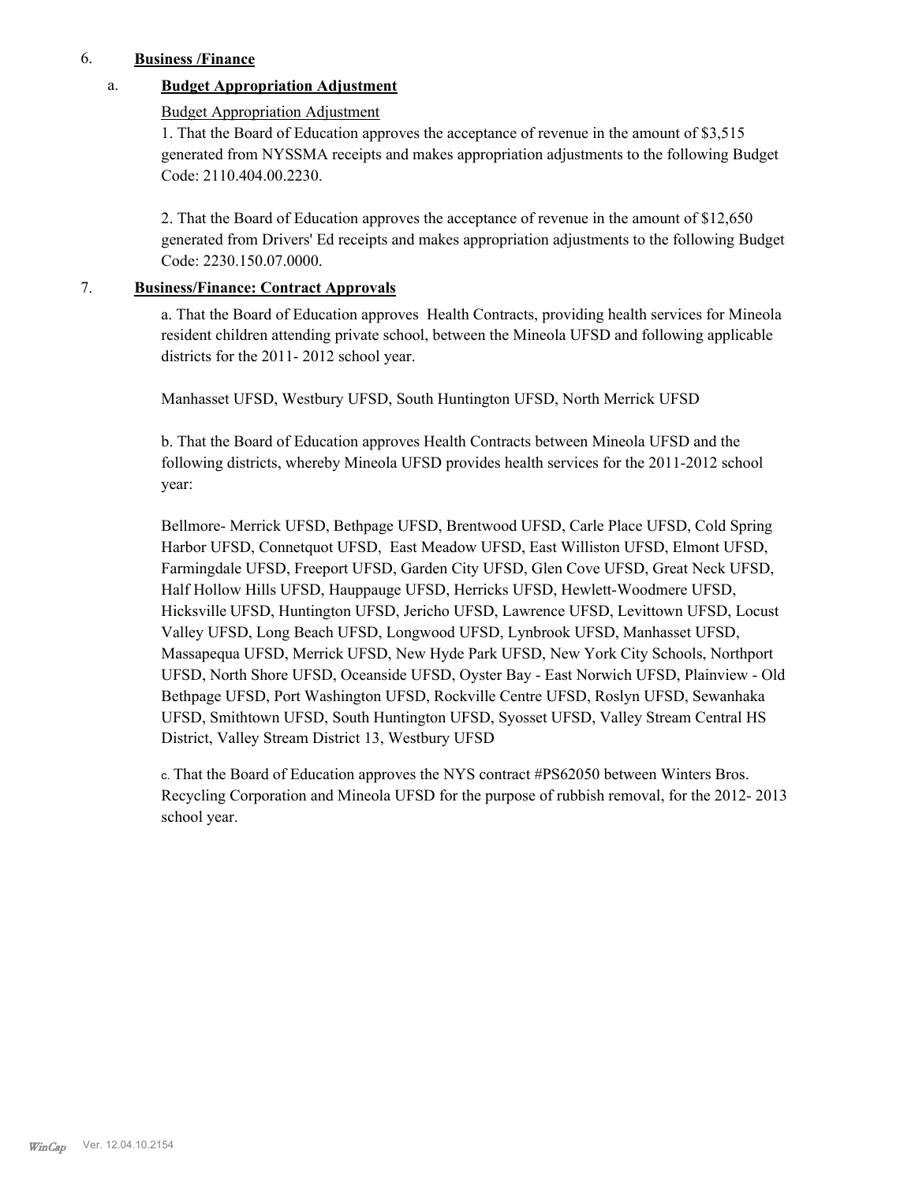## 6. Business /Finance

### a. Budget Appropriation Adjustment

Budget Appropriation Adjustment

1. That the Board of Education approves the acceptance of revenue in the amount of $3,515 generated from NYSSMA receipts and makes appropriation adjustments to the following Budget Code: 2110.404.00.2230.

2. That the Board of Education approves the acceptance of revenue in the amount of $12,650 generated from Drivers' Ed receipts and makes appropriation adjustments to the following Budget Code: 2230.150.07.0000.

## 7. Business/Finance: Contract Approvals

a. That the Board of Education approves Health Contracts, providing health services for Mineola resident children attending private school, between the Mineola UFSD and following applicable districts for the 2011- 2012 school year.

Manhasset UFSD, Westbury UFSD, South Huntington UFSD, North Merrick UFSD

b. That the Board of Education approves Health Contracts between Mineola UFSD and the following districts, whereby Mineola UFSD provides health services for the 2011-2012 school year:

Bellmore- Merrick UFSD, Bethpage UFSD, Brentwood UFSD, Carle Place UFSD, Cold Spring Harbor UFSD, Connetquot UFSD, East Meadow UFSD, East Williston UFSD, Elmont UFSD, Farmingdale UFSD, Freeport UFSD, Garden City UFSD, Glen Cove UFSD, Great Neck UFSD, Half Hollow Hills UFSD, Hauppauge UFSD, Herricks UFSD, Hewlett-Woodmere UFSD, Hicksville UFSD, Huntington UFSD, Jericho UFSD, Lawrence UFSD, Levittown UFSD, Locust Valley UFSD, Long Beach UFSD, Longwood UFSD, Lynbrook UFSD, Manhasset UFSD, Massapequa UFSD, Merrick UFSD, New Hyde Park UFSD, New York City Schools, Northport UFSD, North Shore UFSD, Oceanside UFSD, Oyster Bay - East Norwich UFSD, Plainview - Old Bethpage UFSD, Port Washington UFSD, Rockville Centre UFSD, Roslyn UFSD, Sewanhaka UFSD, Smithtown UFSD, South Huntington UFSD, Syosset UFSD, Valley Stream Central HS District, Valley Stream District 13, Westbury UFSD

c. That the Board of Education approves the NYS contract #PS62050 between Winters Bros. Recycling Corporation and Mineola UFSD for the purpose of rubbish removal, for the 2012- 2013 school year.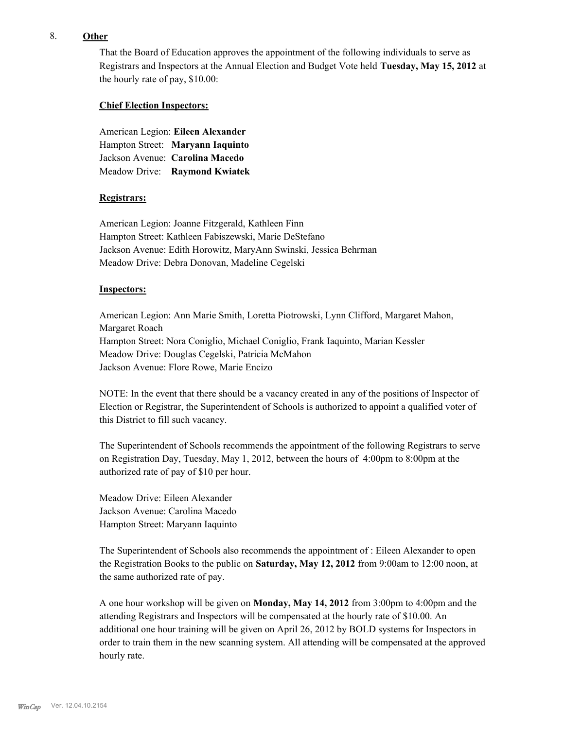8. **Other**

That the Board of Education approves the appointment of the following individuals to serve as Registrars and Inspectors at the Annual Election and Budget Vote held **Tuesday, May 15, 2012** at the hourly rate of pay, $10.00:

**Chief Election Inspectors:**

American Legion: **Eileen Alexander**
Hampton Street: **Maryann Iaquinto**
Jackson Avenue: **Carolina Macedo**
Meadow Drive: **Raymond Kwiatek**

**Registrars:**

American Legion: Joanne Fitzgerald, Kathleen Finn
Hampton Street: Kathleen Fabiszewski, Marie DeStefano
Jackson Avenue: Edith Horowitz, MaryAnn Swinski, Jessica Behrman
Meadow Drive: Debra Donovan, Madeline Cegelski

**Inspectors:**

American Legion: Ann Marie Smith, Loretta Piotrowski, Lynn Clifford, Margaret Mahon, Margaret Roach
Hampton Street: Nora Coniglio, Michael Coniglio, Frank Iaquinto, Marian Kessler
Meadow Drive: Douglas Cegelski, Patricia McMahon
Jackson Avenue: Flore Rowe, Marie Encizo

NOTE: In the event that there should be a vacancy created in any of the positions of Inspector of Election or Registrar, the Superintendent of Schools is authorized to appoint a qualified voter of this District to fill such vacancy.

The Superintendent of Schools recommends the appointment of the following Registrars to serve on Registration Day, Tuesday, May 1, 2012, between the hours of 4:00pm to 8:00pm at the authorized rate of pay of $10 per hour.

Meadow Drive: Eileen Alexander
Jackson Avenue: Carolina Macedo
Hampton Street: Maryann Iaquinto

The Superintendent of Schools also recommends the appointment of : Eileen Alexander to open the Registration Books to the public on **Saturday, May 12, 2012** from 9:00am to 12:00 noon, at the same authorized rate of pay.

A one hour workshop will be given on **Monday, May 14, 2012** from 3:00pm to 4:00pm and the attending Registrars and Inspectors will be compensated at the hourly rate of $10.00. An additional one hour training will be given on April 26, 2012 by BOLD systems for Inspectors in order to train them in the new scanning system. All attending will be compensated at the approved hourly rate.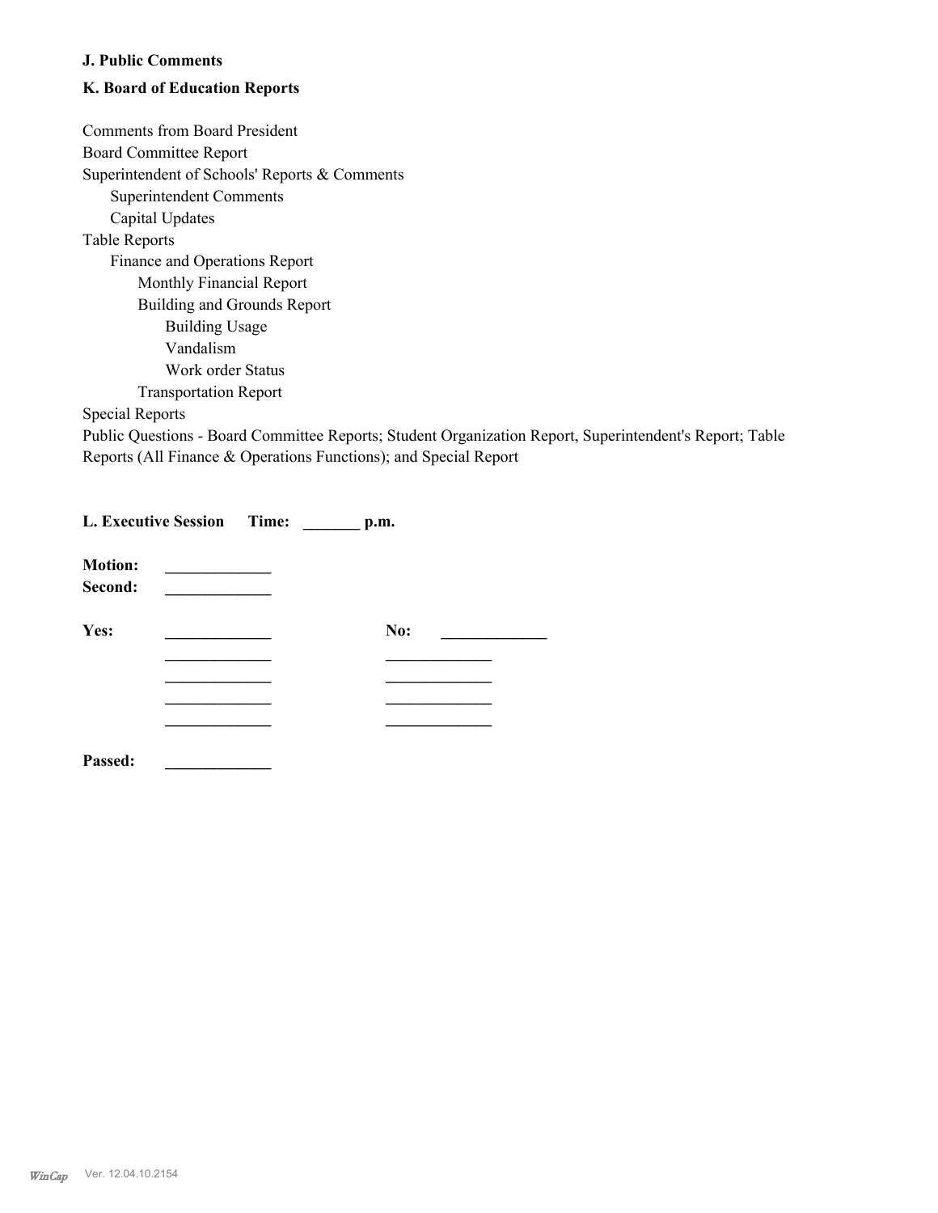**J. Public Comments**

**K. Board of Education Reports**

Comments from Board President
Board Committee Report
Superintendent of Schools' Reports & Comments
  Superintendent Comments
  Capital Updates
Table Reports
  Finance and Operations Report
    Monthly Financial Report
    Building and Grounds Report
      Building Usage
      Vandalism
      Work order Status
    Transportation Report
Special Reports
Public Questions - Board Committee Reports; Student Organization Report, Superintendent's Report; Table Reports (All Finance & Operations Functions); and Special Report

**L. Executive Session Time: _______ p.m.**

**Motion:** _____________
**Second:** _____________

**Yes:** _____________ **No:** _____________
_____________ _____________
_____________ _____________
_____________ _____________
_____________ _____________

**Passed:** _____________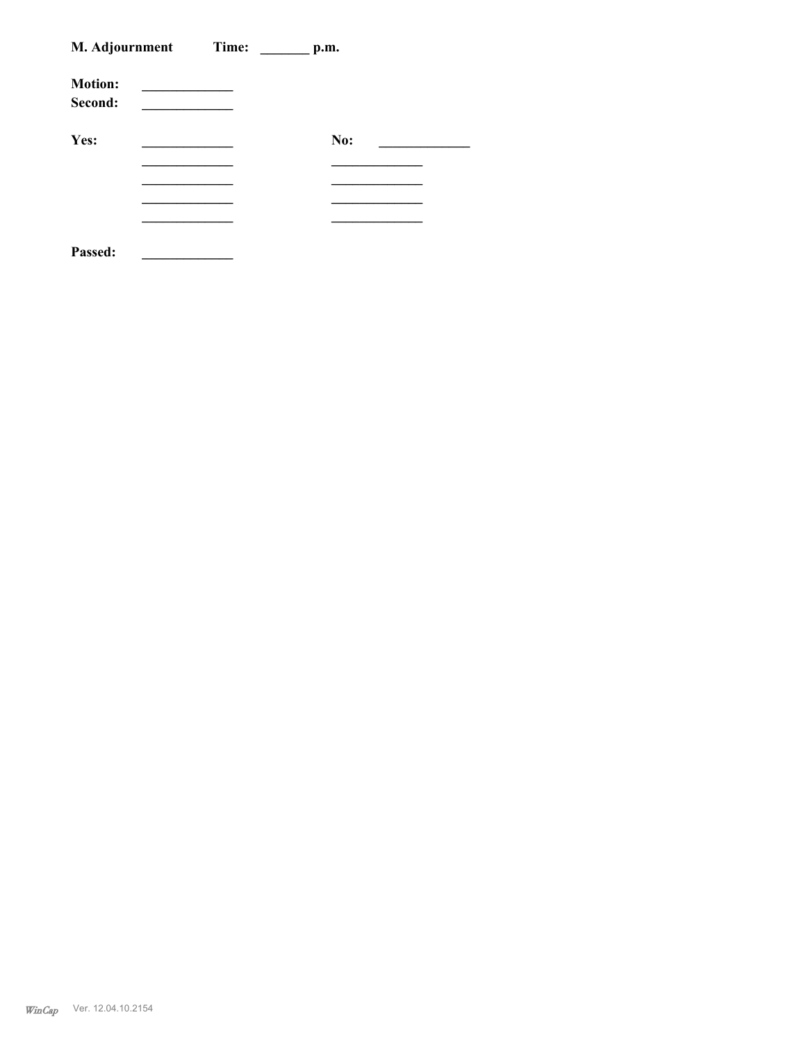**M. Adjournment** **Time: _______ p.m.**

**Motion:** _____________
**Second:** _____________

**Yes:** _____________ **No:** _____________

_____________ _____________

_____________ _____________

_____________ _____________

_____________ _____________

**Passed:** _____________

*WinCap* Ver. 12.04.10.2154